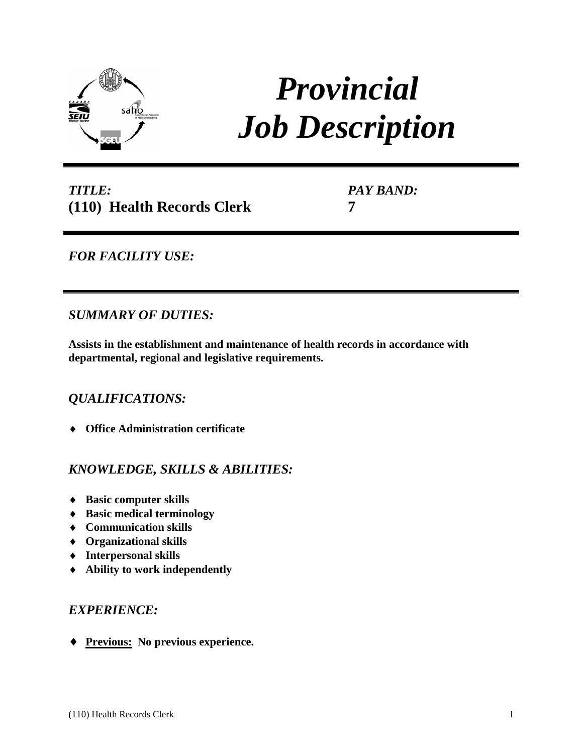# *Provincial Job Description*

***TITLE:***
**(110) Health Records Clerk**

***PAY BAND:***
**7**

---

## *FOR FACILITY USE:*

---

## *SUMMARY OF DUTIES:*

**Assists in the establishment and maintenance of health records in accordance with departmental, regional and legislative requirements.**

## *QUALIFICATIONS:*

- **Office Administration certificate**

## *KNOWLEDGE, SKILLS & ABILITIES:*

- **Basic computer skills**
- **Basic medical terminology**
- **Communication skills**
- **Organizational skills**
- **Interpersonal skills**
- **Ability to work independently**

## *EXPERIENCE:*

- **Previous: No previous experience.**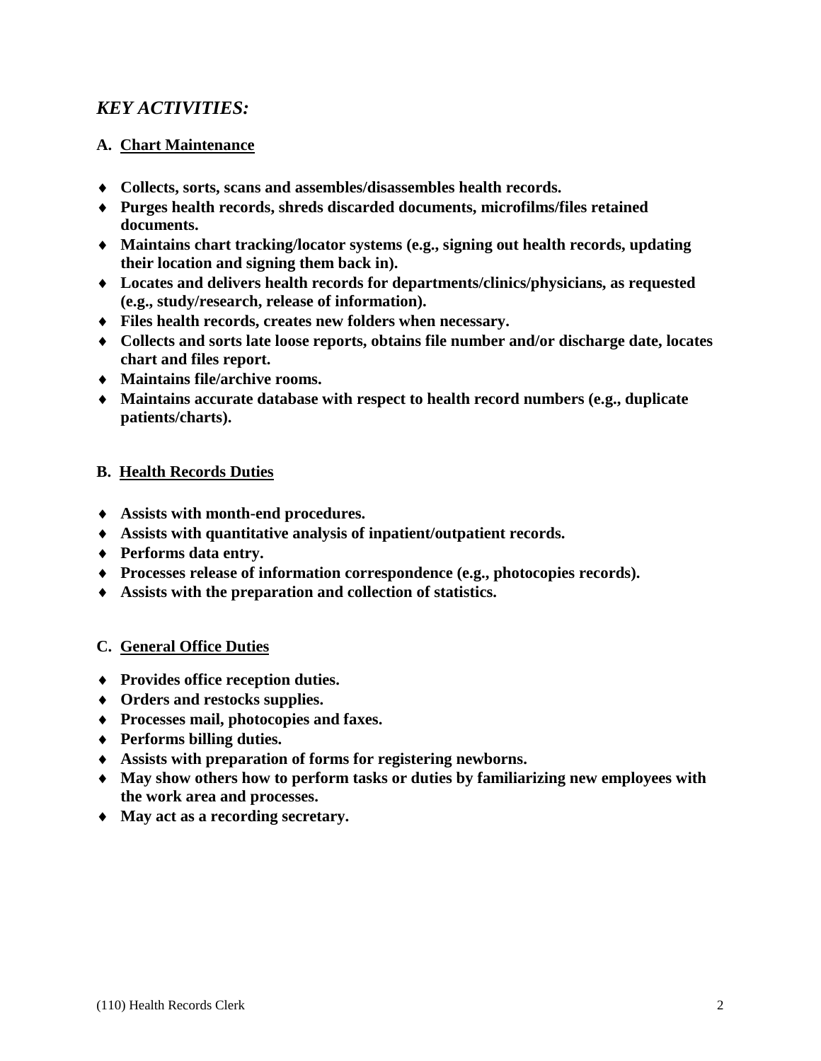## *KEY ACTIVITIES:*

### A. Chart Maintenance

- **Collects, sorts, scans and assembles/disassembles health records.**
- **Purges health records, shreds discarded documents, microfilms/files retained documents.**
- **Maintains chart tracking/locator systems (e.g., signing out health records, updating their location and signing them back in).**
- **Locates and delivers health records for departments/clinics/physicians, as requested (e.g., study/research, release of information).**
- **Files health records, creates new folders when necessary.**
- **Collects and sorts late loose reports, obtains file number and/or discharge date, locates chart and files report.**
- **Maintains file/archive rooms.**
- **Maintains accurate database with respect to health record numbers (e.g., duplicate patients/charts).**

### B. Health Records Duties

- **Assists with month-end procedures.**
- **Assists with quantitative analysis of inpatient/outpatient records.**
- **Performs data entry.**
- **Processes release of information correspondence (e.g., photocopies records).**
- **Assists with the preparation and collection of statistics.**

### C. General Office Duties

- **Provides office reception duties.**
- **Orders and restocks supplies.**
- **Processes mail, photocopies and faxes.**
- **Performs billing duties.**
- **Assists with preparation of forms for registering newborns.**
- **May show others how to perform tasks or duties by familiarizing new employees with the work area and processes.**
- **May act as a recording secretary.**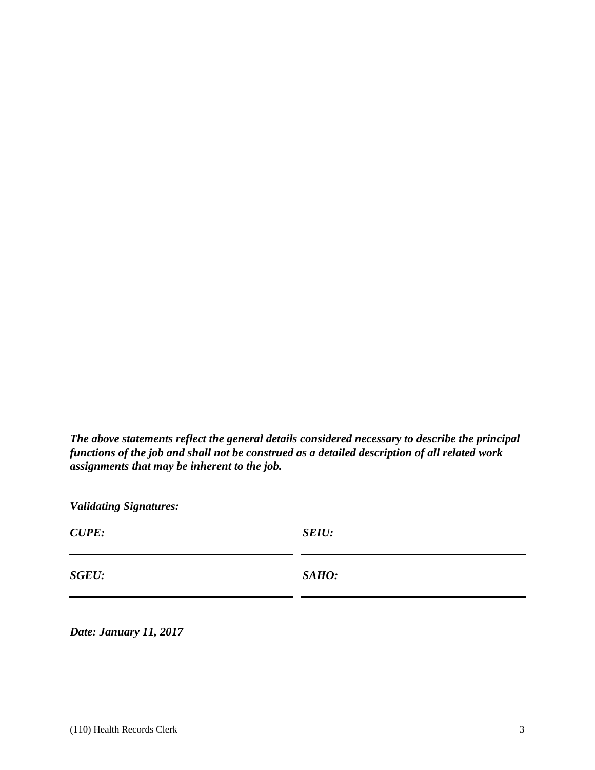***The above statements reflect the general details considered necessary to describe the principal functions of the job and shall not be construed as a detailed description of all related work assignments that may be inherent to the job.***

***Validating Signatures:***

| | |
|---|---|
| ***CUPE:*** | ***SEIU:*** |
| ***SGEU:*** | ***SAHO:*** |

***Date: January 11, 2017***